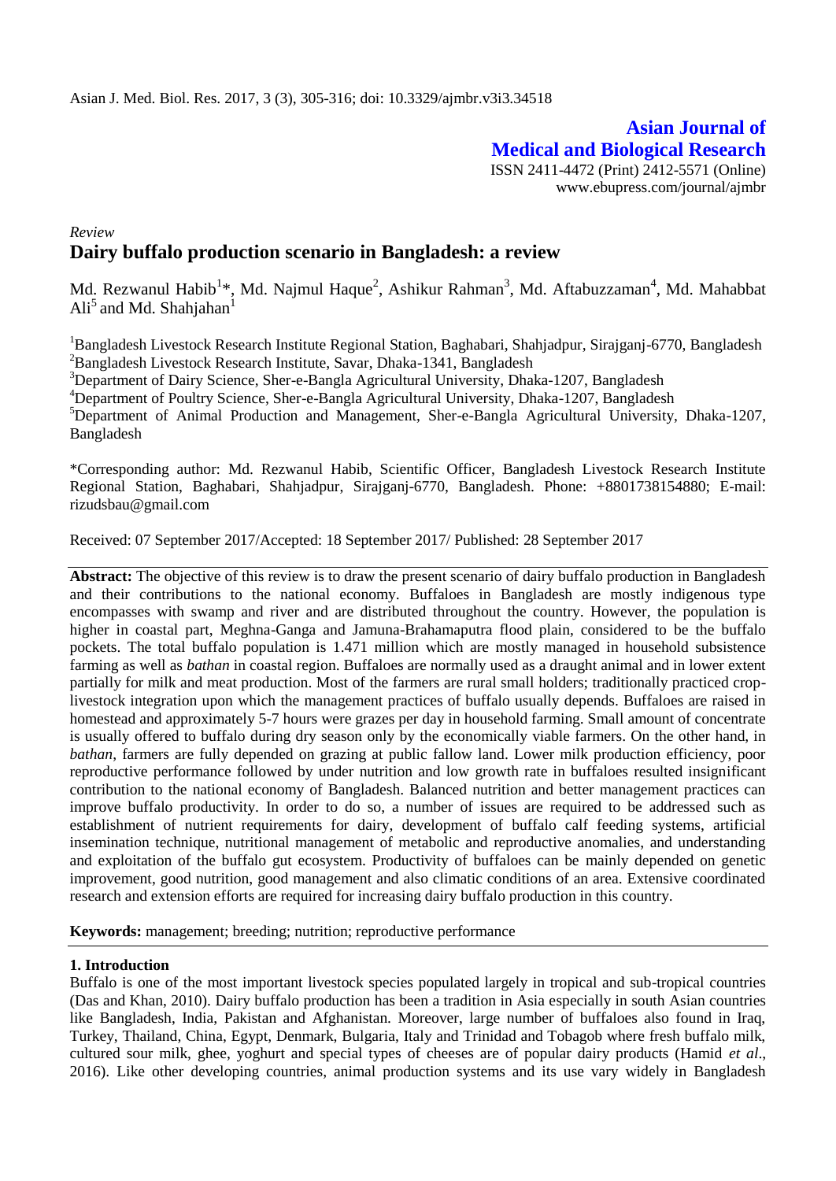Asian J. Med. Biol. Res. 2017, 3 (3), 305-316; doi: 10.3329/ajmbr.v3i3.34518

**Asian Journal of Medical and Biological Research**

ISSN 2411-4472 (Print) 2412-5571 (Online)
www.ebupress.com/journal/ajmbr

*Review*

# Dairy buffalo production scenario in Bangladesh: a review

Md. Rezwanul Habib[1]*, Md. Najmul Haque[2], Ashikur Rahman[3], Md. Aftabuzzaman[4], Md. Mahabbat Ali[5] and Md. Shahjahan[1]

[1]Bangladesh Livestock Research Institute Regional Station, Baghabari, Shahjadpur, Sirajganj-6770, Bangladesh
[2]Bangladesh Livestock Research Institute, Savar, Dhaka-1341, Bangladesh
[3]Department of Dairy Science, Sher-e-Bangla Agricultural University, Dhaka-1207, Bangladesh
[4]Department of Poultry Science, Sher-e-Bangla Agricultural University, Dhaka-1207, Bangladesh
[5]Department of Animal Production and Management, Sher-e-Bangla Agricultural University, Dhaka-1207, Bangladesh

*Corresponding author: Md. Rezwanul Habib, Scientific Officer, Bangladesh Livestock Research Institute Regional Station, Baghabari, Shahjadpur, Sirajganj-6770, Bangladesh. Phone: +8801738154880; E-mail: rizudsbau@gmail.com

Received: 07 September 2017/Accepted: 18 September 2017/ Published: 28 September 2017

**Abstract:** The objective of this review is to draw the present scenario of dairy buffalo production in Bangladesh and their contributions to the national economy. Buffaloes in Bangladesh are mostly indigenous type encompasses with swamp and river and are distributed throughout the country. However, the population is higher in coastal part, Meghna-Ganga and Jamuna-Brahamaputra flood plain, considered to be the buffalo pockets. The total buffalo population is 1.471 million which are mostly managed in household subsistence farming as well as *bathan* in coastal region. Buffaloes are normally used as a draught animal and in lower extent partially for milk and meat production. Most of the farmers are rural small holders; traditionally practiced crop-livestock integration upon which the management practices of buffalo usually depends. Buffaloes are raised in homestead and approximately 5-7 hours were grazes per day in household farming. Small amount of concentrate is usually offered to buffalo during dry season only by the economically viable farmers. On the other hand, in *bathan*, farmers are fully depended on grazing at public fallow land. Lower milk production efficiency, poor reproductive performance followed by under nutrition and low growth rate in buffaloes resulted insignificant contribution to the national economy of Bangladesh. Balanced nutrition and better management practices can improve buffalo productivity. In order to do so, a number of issues are required to be addressed such as establishment of nutrient requirements for dairy, development of buffalo calf feeding systems, artificial insemination technique, nutritional management of metabolic and reproductive anomalies, and understanding and exploitation of the buffalo gut ecosystem. Productivity of buffaloes can be mainly depended on genetic improvement, good nutrition, good management and also climatic conditions of an area. Extensive coordinated research and extension efforts are required for increasing dairy buffalo production in this country.

**Keywords:** management; breeding; nutrition; reproductive performance

## 1. Introduction

Buffalo is one of the most important livestock species populated largely in tropical and sub-tropical countries (Das and Khan, 2010). Dairy buffalo production has been a tradition in Asia especially in south Asian countries like Bangladesh, India, Pakistan and Afghanistan. Moreover, large number of buffaloes also found in Iraq, Turkey, Thailand, China, Egypt, Denmark, Bulgaria, Italy and Trinidad and Tobagob where fresh buffalo milk, cultured sour milk, ghee, yoghurt and special types of cheeses are of popular dairy products (Hamid *et al*., 2016). Like other developing countries, animal production systems and its use vary widely in Bangladesh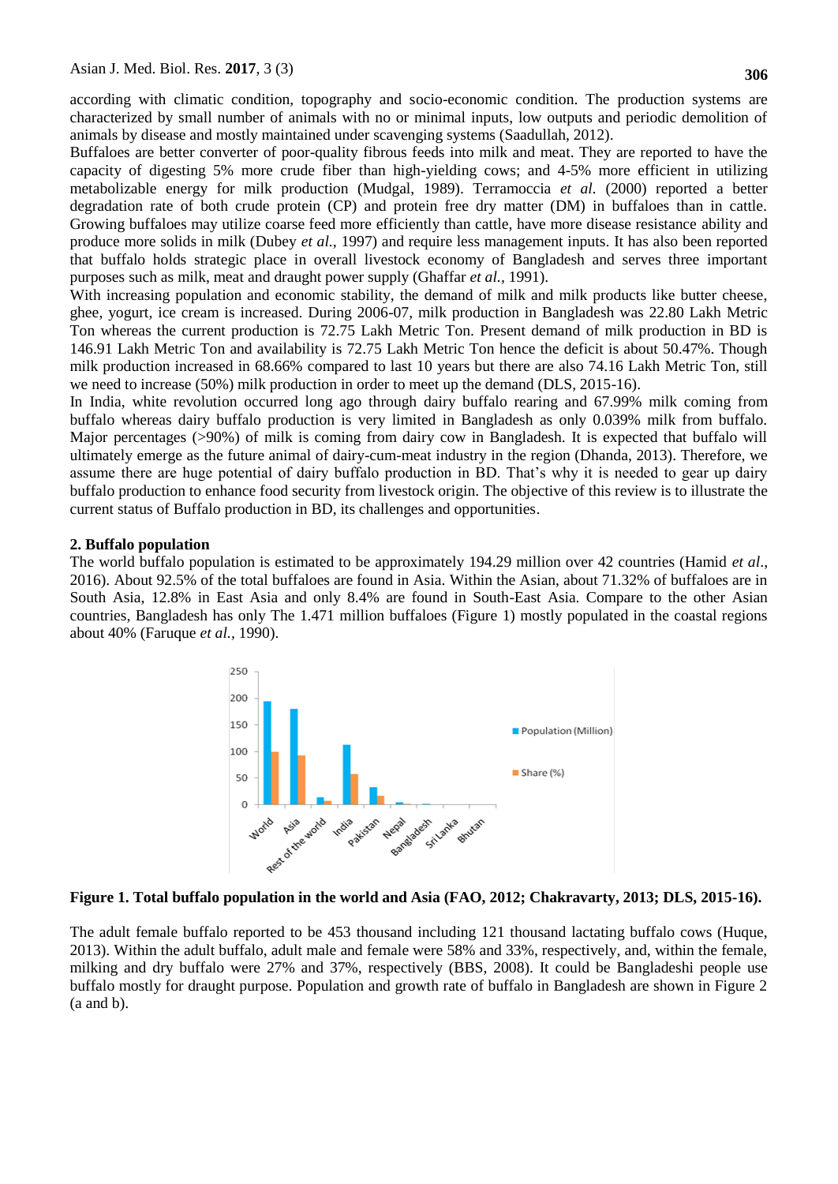according with climatic condition, topography and socio-economic condition. The production systems are characterized by small number of animals with no or minimal inputs, low outputs and periodic demolition of animals by disease and mostly maintained under scavenging systems (Saadullah, 2012).

Buffaloes are better converter of poor-quality fibrous feeds into milk and meat. They are reported to have the capacity of digesting 5% more crude fiber than high-yielding cows; and 4-5% more efficient in utilizing metabolizable energy for milk production (Mudgal, 1989). Terramoccia *et al.* (2000) reported a better degradation rate of both crude protein (CP) and protein free dry matter (DM) in buffaloes than in cattle. Growing buffaloes may utilize coarse feed more efficiently than cattle, have more disease resistance ability and produce more solids in milk (Dubey *et al.,* 1997) and require less management inputs. It has also been reported that buffalo holds strategic place in overall livestock economy of Bangladesh and serves three important purposes such as milk, meat and draught power supply (Ghaffar *et al.,* 1991).

With increasing population and economic stability, the demand of milk and milk products like butter cheese, ghee, yogurt, ice cream is increased. During 2006-07, milk production in Bangladesh was 22.80 Lakh Metric Ton whereas the current production is 72.75 Lakh Metric Ton. Present demand of milk production in BD is 146.91 Lakh Metric Ton and availability is 72.75 Lakh Metric Ton hence the deficit is about 50.47%. Though milk production increased in 68.66% compared to last 10 years but there are also 74.16 Lakh Metric Ton, still we need to increase (50%) milk production in order to meet up the demand (DLS, 2015-16).

In India, white revolution occurred long ago through dairy buffalo rearing and 67.99% milk coming from buffalo whereas dairy buffalo production is very limited in Bangladesh as only 0.039% milk from buffalo. Major percentages (>90%) of milk is coming from dairy cow in Bangladesh. It is expected that buffalo will ultimately emerge as the future animal of dairy-cum-meat industry in the region (Dhanda, 2013). Therefore, we assume there are huge potential of dairy buffalo production in BD. That's why it is needed to gear up dairy buffalo production to enhance food security from livestock origin. The objective of this review is to illustrate the current status of Buffalo production in BD, its challenges and opportunities.

## 2. Buffalo population

The world buffalo population is estimated to be approximately 194.29 million over 42 countries (Hamid *et al*., 2016). About 92.5% of the total buffaloes are found in Asia. Within the Asian, about 71.32% of buffaloes are in South Asia, 12.8% in East Asia and only 8.4% are found in South-East Asia. Compare to the other Asian countries, Bangladesh has only The 1.471 million buffaloes (Figure 1) mostly populated in the coastal regions about 40% (Faruque *et al.,* 1990).

**Figure 1. Total buffalo population in the world and Asia (FAO, 2012; Chakravarty, 2013; DLS, 2015-16).**

The adult female buffalo reported to be 453 thousand including 121 thousand lactating buffalo cows (Huque, 2013). Within the adult buffalo, adult male and female were 58% and 33%, respectively, and, within the female, milking and dry buffalo were 27% and 37%, respectively (BBS, 2008). It could be Bangladeshi people use buffalo mostly for draught purpose. Population and growth rate of buffalo in Bangladesh are shown in Figure 2 (a and b).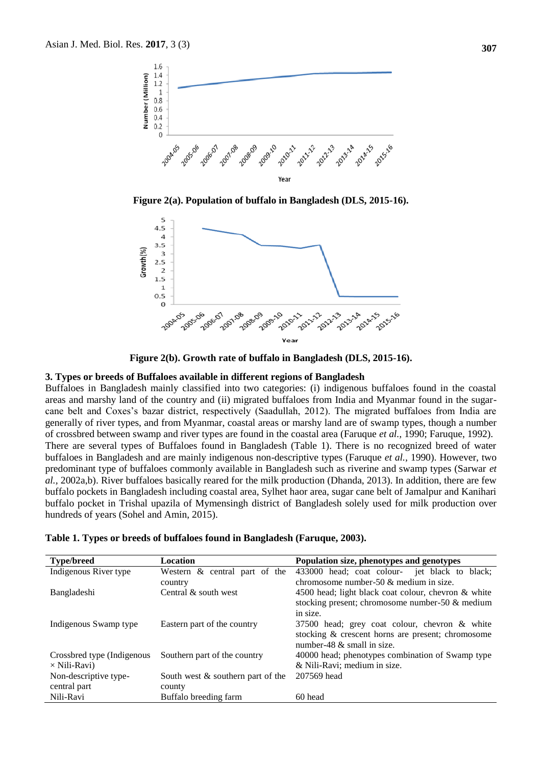Figure 2(a). Population of buffalo in Bangladesh (DLS, 2015-16).

Figure 2(b). Growth rate of buffalo in Bangladesh (DLS, 2015-16).

## 3. Types or breeds of Buffaloes available in different regions of Bangladesh

Buffaloes in Bangladesh mainly classified into two categories: (i) indigenous buffaloes found in the coastal areas and marshy land of the country and (ii) migrated buffaloes from India and Myanmar found in the sugar-cane belt and Coxes's bazar district, respectively (Saadullah, 2012). The migrated buffaloes from India are generally of river types, and from Myanmar, coastal areas or marshy land are of swamp types, though a number of crossbred between swamp and river types are found in the coastal area (Faruque *et al.,* 1990; Faruque, 1992). There are several types of Buffaloes found in Bangladesh (Table 1). There is no recognized breed of water buffaloes in Bangladesh and are mainly indigenous non-descriptive types (Faruque *et al.,* 1990). However, two predominant type of buffaloes commonly available in Bangladesh such as riverine and swamp types (Sarwar *et al.,* 2002a,b). River buffaloes basically reared for the milk production (Dhanda, 2013). In addition, there are few buffalo pockets in Bangladesh including coastal area, Sylhet haor area, sugar cane belt of Jamalpur and Kanihari buffalo pocket in Trishal upazila of Mymensingh district of Bangladesh solely used for milk production over hundreds of years (Sohel and Amin, 2015).

**Table 1. Types or breeds of buffaloes found in Bangladesh (Faruque, 2003).**

| Type/breed | Location | Population size, phenotypes and genotypes |
|---|---|---|
| Indigenous River type | Western & central part of the country | 433000 head; coat colour- jet black to black; chromosome number-50 & medium in size. |
| Bangladeshi | Central & south west | 4500 head; light black coat colour, chevron & white stocking present; chromosome number-50 & medium in size. |
| Indigenous Swamp type | Eastern part of the country | 37500 head; grey coat colour, chevron & white stocking & crescent horns are present; chromosome number-48 & small in size. |
| Crossbred type (Indigenous × Nili-Ravi) | Southern part of the country | 40000 head; phenotypes combination of Swamp type & Nili-Ravi; medium in size. |
| Non-descriptive type-central part | South west & southern part of the county | 207569 head |
| Nili-Ravi | Buffalo breeding farm | 60 head |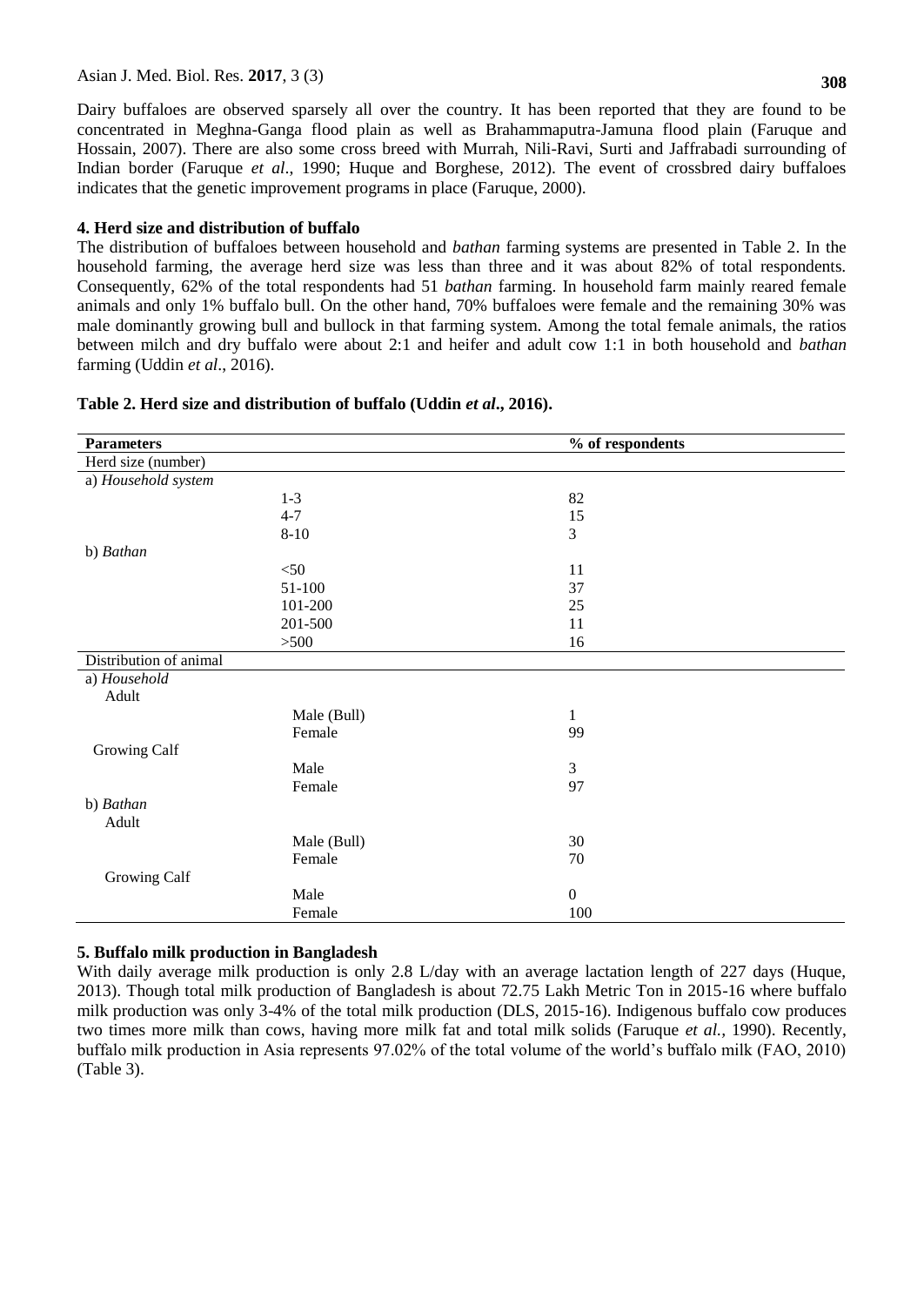Dairy buffaloes are observed sparsely all over the country. It has been reported that they are found to be concentrated in Meghna-Ganga flood plain as well as Brahammaputra-Jamuna flood plain (Faruque and Hossain, 2007). There are also some cross breed with Murrah, Nili-Ravi, Surti and Jaffrabadi surrounding of Indian border (Faruque *et al*., 1990; Huque and Borghese, 2012). The event of crossbred dairy buffaloes indicates that the genetic improvement programs in place (Faruque, 2000).

### 4. Herd size and distribution of buffalo

The distribution of buffaloes between household and *bathan* farming systems are presented in Table 2. In the household farming, the average herd size was less than three and it was about 82% of total respondents. Consequently, 62% of the total respondents had 51 *bathan* farming. In household farm mainly reared female animals and only 1% buffalo bull. On the other hand, 70% buffaloes were female and the remaining 30% was male dominantly growing bull and bullock in that farming system. Among the total female animals, the ratios between milch and dry buffalo were about 2:1 and heifer and adult cow 1:1 in both household and *bathan* farming (Uddin *et al*., 2016).

**Table 2. Herd size and distribution of buffalo (Uddin *et al*., 2016).**

| Parameters | | % of respondents |
|---|---|---|
| Herd size (number) | | |
| a) *Household system* | | |
| | 1-3 | 82 |
| | 4-7 | 15 |
| | 8-10 | 3 |
| b) *Bathan* | | |
| | <50 | 11 |
| | 51-100 | 37 |
| | 101-200 | 25 |
| | 201-500 | 11 |
| | >500 | 16 |
| Distribution of animal | | |
| a) *Household* | | |
| Adult | | |
| | Male (Bull) | 1 |
| | Female | 99 |
| Growing Calf | | |
| | Male | 3 |
| | Female | 97 |
| b) *Bathan* | | |
| Adult | | |
| | Male (Bull) | 30 |
| | Female | 70 |
| Growing Calf | | |
| | Male | 0 |
| | Female | 100 |

### 5. Buffalo milk production in Bangladesh

With daily average milk production is only 2.8 L/day with an average lactation length of 227 days (Huque, 2013). Though total milk production of Bangladesh is about 72.75 Lakh Metric Ton in 2015-16 where buffalo milk production was only 3-4% of the total milk production (DLS, 2015-16). Indigenous buffalo cow produces two times more milk than cows, having more milk fat and total milk solids (Faruque *et al.*, 1990). Recently, buffalo milk production in Asia represents 97.02% of the total volume of the world's buffalo milk (FAO, 2010) (Table 3).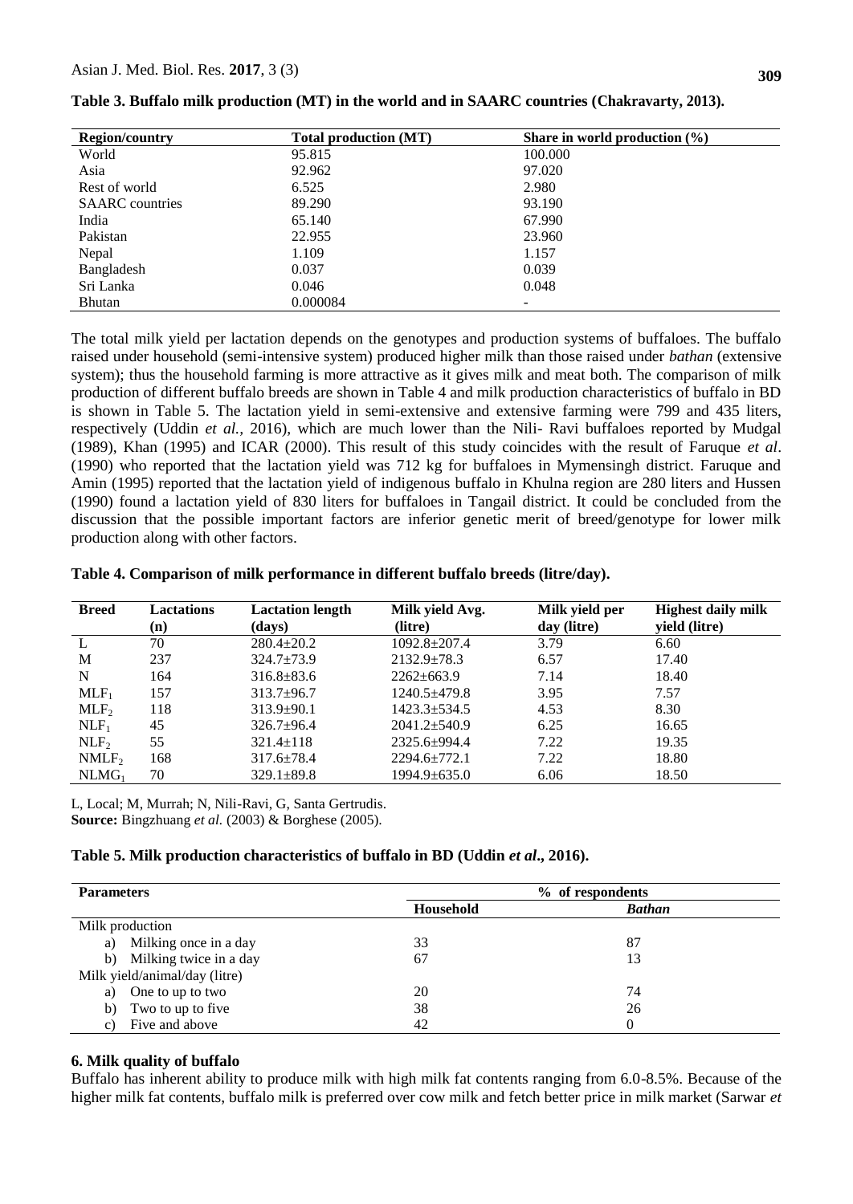**Table 3. Buffalo milk production (MT) in the world and in SAARC countries (Chakravarty, 2013).**

| Region/country | Total production (MT) | Share in world production (%) |
|---|---|---|
| World | 95.815 | 100.000 |
| Asia | 92.962 | 97.020 |
| Rest of world | 6.525 | 2.980 |
| SAARC countries | 89.290 | 93.190 |
| India | 65.140 | 67.990 |
| Pakistan | 22.955 | 23.960 |
| Nepal | 1.109 | 1.157 |
| Bangladesh | 0.037 | 0.039 |
| Sri Lanka | 0.046 | 0.048 |
| Bhutan | 0.000084 | - |

The total milk yield per lactation depends on the genotypes and production systems of buffaloes. The buffalo raised under household (semi-intensive system) produced higher milk than those raised under *bathan* (extensive system); thus the household farming is more attractive as it gives milk and meat both. The comparison of milk production of different buffalo breeds are shown in Table 4 and milk production characteristics of buffalo in BD is shown in Table 5. The lactation yield in semi-extensive and extensive farming were 799 and 435 liters, respectively (Uddin *et al.,* 2016), which are much lower than the Nili- Ravi buffaloes reported by Mudgal (1989), Khan (1995) and ICAR (2000). This result of this study coincides with the result of Faruque *et al*. (1990) who reported that the lactation yield was 712 kg for buffaloes in Mymensingh district. Faruque and Amin (1995) reported that the lactation yield of indigenous buffalo in Khulna region are 280 liters and Hussen (1990) found a lactation yield of 830 liters for buffaloes in Tangail district. It could be concluded from the discussion that the possible important factors are inferior genetic merit of breed/genotype for lower milk production along with other factors.

**Table 4. Comparison of milk performance in different buffalo breeds (litre/day).**

| Breed | Lactations (n) | Lactation length (days) | Milk yield Avg. (litre) | Milk yield per day (litre) | Highest daily milk yield (litre) |
|---|---|---|---|---|---|
| L | 70 | 280.4±20.2 | 1092.8±207.4 | 3.79 | 6.60 |
| M | 237 | 324.7±73.9 | 2132.9±78.3 | 6.57 | 17.40 |
| N | 164 | 316.8±83.6 | 2262±663.9 | 7.14 | 18.40 |
| $MLF_1$ | 157 | 313.7±96.7 | 1240.5±479.8 | 3.95 | 7.57 |
| $MLF_2$ | 118 | 313.9±90.1 | 1423.3±534.5 | 4.53 | 8.30 |
| $NLF_1$ | 45 | 326.7±96.4 | 2041.2±540.9 | 6.25 | 16.65 |
| $NLF_2$ | 55 | 321.4±118 | 2325.6±994.4 | 7.22 | 19.35 |
| $NMLF_2$ | 168 | 317.6±78.4 | 2294.6±772.1 | 7.22 | 18.80 |
| $NLMG_1$ | 70 | 329.1±89.8 | 1994.9±635.0 | 6.06 | 18.50 |

L, Local; M, Murrah; N, Nili-Ravi, G, Santa Gertrudis.
**Source:** Bingzhuang *et al.* (2003) & Borghese (2005).

**Table 5. Milk production characteristics of buffalo in BD (Uddin *et al*., 2016).**

| Parameters | % of respondents | |
|---|---|---|
| | **Household** | ***Bathan*** |
| Milk production | | |
| a) Milking once in a day | 33 | 87 |
| b) Milking twice in a day | 67 | 13 |
| Milk yield/animal/day (litre) | | |
| a) One to up to two | 20 | 74 |
| b) Two to up to five | 38 | 26 |
| c) Five and above | 42 | 0 |

### 6. Milk quality of buffalo

Buffalo has inherent ability to produce milk with high milk fat contents ranging from 6.0-8.5%. Because of the higher milk fat contents, buffalo milk is preferred over cow milk and fetch better price in milk market (Sarwar *et*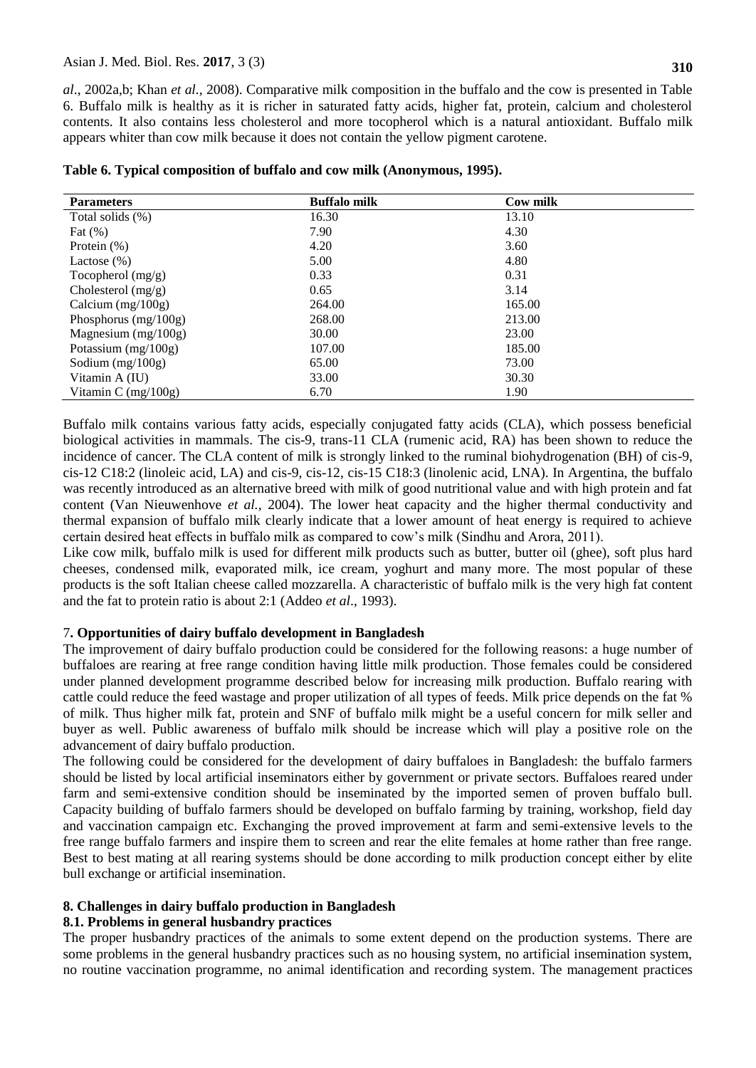*al*., 2002a,b; Khan *et al.,* 2008). Comparative milk composition in the buffalo and the cow is presented in Table 6. Buffalo milk is healthy as it is richer in saturated fatty acids, higher fat, protein, calcium and cholesterol contents. It also contains less cholesterol and more tocopherol which is a natural antioxidant. Buffalo milk appears whiter than cow milk because it does not contain the yellow pigment carotene.

**Table 6. Typical composition of buffalo and cow milk (Anonymous, 1995).**

| Parameters | Buffalo milk | Cow milk |
|---|---|---|
| Total solids (%) | 16.30 | 13.10 |
| Fat (%) | 7.90 | 4.30 |
| Protein (%) | 4.20 | 3.60 |
| Lactose (%) | 5.00 | 4.80 |
| Tocopherol (mg/g) | 0.33 | 0.31 |
| Cholesterol (mg/g) | 0.65 | 3.14 |
| Calcium (mg/100g) | 264.00 | 165.00 |
| Phosphorus (mg/100g) | 268.00 | 213.00 |
| Magnesium (mg/100g) | 30.00 | 23.00 |
| Potassium (mg/100g) | 107.00 | 185.00 |
| Sodium (mg/100g) | 65.00 | 73.00 |
| Vitamin A (IU) | 33.00 | 30.30 |
| Vitamin C (mg/100g) | 6.70 | 1.90 |

Buffalo milk contains various fatty acids, especially conjugated fatty acids (CLA), which possess beneficial biological activities in mammals. The cis-9, trans-11 CLA (rumenic acid, RA) has been shown to reduce the incidence of cancer. The CLA content of milk is strongly linked to the ruminal biohydrogenation (BH) of cis-9, cis-12 C18:2 (linoleic acid, LA) and cis-9, cis-12, cis-15 C18:3 (linolenic acid, LNA). In Argentina, the buffalo was recently introduced as an alternative breed with milk of good nutritional value and with high protein and fat content (Van Nieuwenhove *et al.,* 2004). The lower heat capacity and the higher thermal conductivity and thermal expansion of buffalo milk clearly indicate that a lower amount of heat energy is required to achieve certain desired heat effects in buffalo milk as compared to cow's milk (Sindhu and Arora, 2011).

Like cow milk, buffalo milk is used for different milk products such as butter, butter oil (ghee), soft plus hard cheeses, condensed milk, evaporated milk, ice cream, yoghurt and many more. The most popular of these products is the soft Italian cheese called mozzarella. A characteristic of buffalo milk is the very high fat content and the fat to protein ratio is about 2:1 (Addeo *et al*., 1993).

## 7. Opportunities of dairy buffalo development in Bangladesh

The improvement of dairy buffalo production could be considered for the following reasons: a huge number of buffaloes are rearing at free range condition having little milk production. Those females could be considered under planned development programme described below for increasing milk production. Buffalo rearing with cattle could reduce the feed wastage and proper utilization of all types of feeds. Milk price depends on the fat % of milk. Thus higher milk fat, protein and SNF of buffalo milk might be a useful concern for milk seller and buyer as well. Public awareness of buffalo milk should be increase which will play a positive role on the advancement of dairy buffalo production.

The following could be considered for the development of dairy buffaloes in Bangladesh: the buffalo farmers should be listed by local artificial inseminators either by government or private sectors. Buffaloes reared under farm and semi-extensive condition should be inseminated by the imported semen of proven buffalo bull. Capacity building of buffalo farmers should be developed on buffalo farming by training, workshop, field day and vaccination campaign etc. Exchanging the proved improvement at farm and semi-extensive levels to the free range buffalo farmers and inspire them to screen and rear the elite females at home rather than free range. Best to best mating at all rearing systems should be done according to milk production concept either by elite bull exchange or artificial insemination.

## 8. Challenges in dairy buffalo production in Bangladesh

### 8.1. Problems in general husbandry practices

The proper husbandry practices of the animals to some extent depend on the production systems. There are some problems in the general husbandry practices such as no housing system, no artificial insemination system, no routine vaccination programme, no animal identification and recording system. The management practices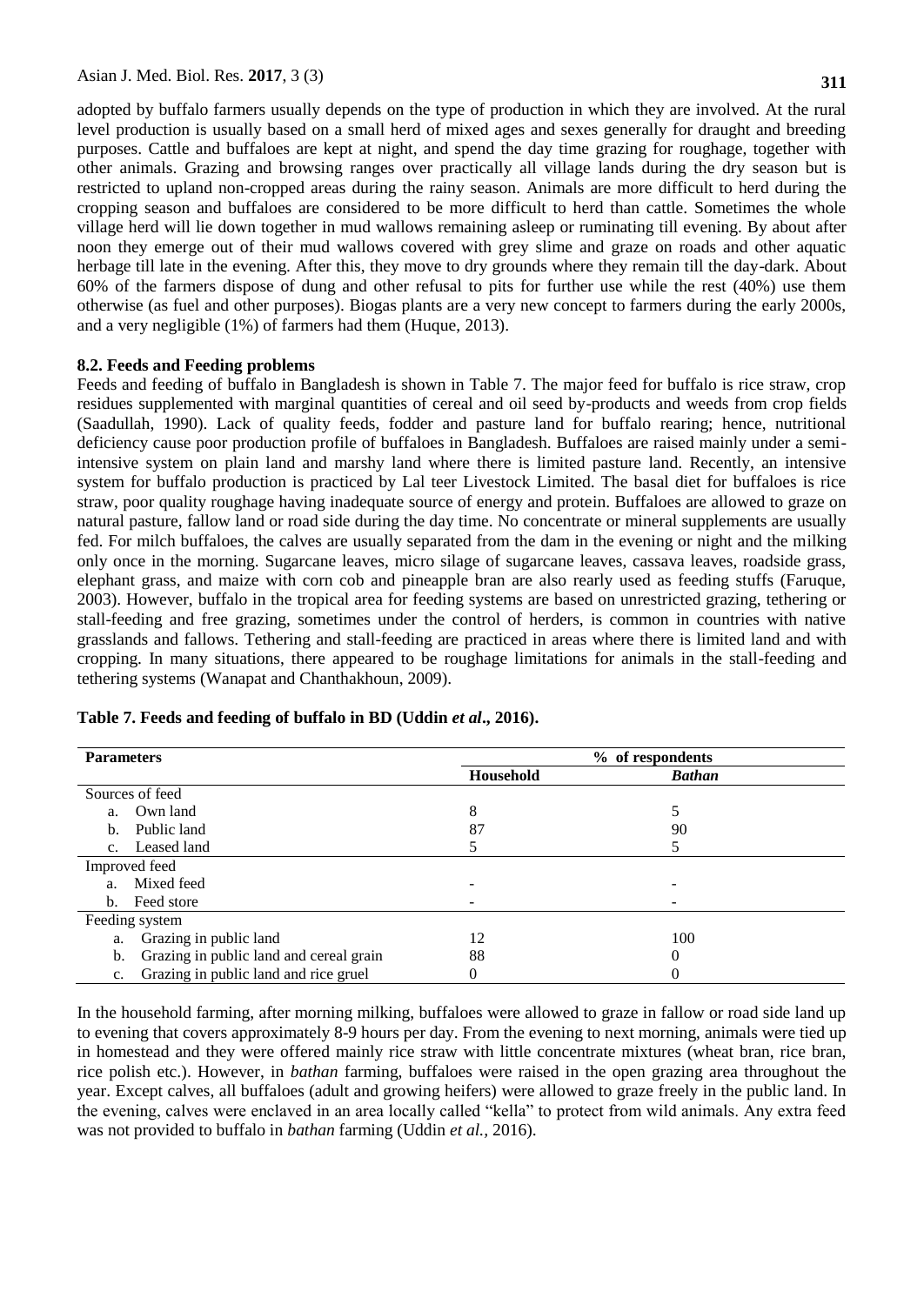adopted by buffalo farmers usually depends on the type of production in which they are involved. At the rural level production is usually based on a small herd of mixed ages and sexes generally for draught and breeding purposes. Cattle and buffaloes are kept at night, and spend the day time grazing for roughage, together with other animals. Grazing and browsing ranges over practically all village lands during the dry season but is restricted to upland non-cropped areas during the rainy season. Animals are more difficult to herd during the cropping season and buffaloes are considered to be more difficult to herd than cattle. Sometimes the whole village herd will lie down together in mud wallows remaining asleep or ruminating till evening. By about after noon they emerge out of their mud wallows covered with grey slime and graze on roads and other aquatic herbage till late in the evening. After this, they move to dry grounds where they remain till the day-dark. About 60% of the farmers dispose of dung and other refusal to pits for further use while the rest (40%) use them otherwise (as fuel and other purposes). Biogas plants are a very new concept to farmers during the early 2000s, and a very negligible (1%) of farmers had them (Huque, 2013).

### 8.2. Feeds and Feeding problems

Feeds and feeding of buffalo in Bangladesh is shown in Table 7. The major feed for buffalo is rice straw, crop residues supplemented with marginal quantities of cereal and oil seed by-products and weeds from crop fields (Saadullah, 1990). Lack of quality feeds, fodder and pasture land for buffalo rearing; hence, nutritional deficiency cause poor production profile of buffaloes in Bangladesh. Buffaloes are raised mainly under a semi-intensive system on plain land and marshy land where there is limited pasture land. Recently, an intensive system for buffalo production is practiced by Lal teer Livestock Limited. The basal diet for buffaloes is rice straw, poor quality roughage having inadequate source of energy and protein. Buffaloes are allowed to graze on natural pasture, fallow land or road side during the day time. No concentrate or mineral supplements are usually fed. For milch buffaloes, the calves are usually separated from the dam in the evening or night and the milking only once in the morning. Sugarcane leaves, micro silage of sugarcane leaves, cassava leaves, roadside grass, elephant grass, and maize with corn cob and pineapple bran are also rearly used as feeding stuffs (Faruque, 2003). However, buffalo in the tropical area for feeding systems are based on unrestricted grazing, tethering or stall-feeding and free grazing, sometimes under the control of herders, is common in countries with native grasslands and fallows. Tethering and stall-feeding are practiced in areas where there is limited land and with cropping. In many situations, there appeared to be roughage limitations for animals in the stall-feeding and tethering systems (Wanapat and Chanthakhoun, 2009).

**Table 7. Feeds and feeding of buffalo in BD (Uddin *et al*., 2016).**

| Parameters | % of respondents | |
|---|---|---|
| | **Household** | ***Bathan*** |
| Sources of feed | | |
| a. Own land | 8 | 5 |
| b. Public land | 87 | 90 |
| c. Leased land | 5 | 5 |
| Improved feed | | |
| a. Mixed feed | - | - |
| b. Feed store | - | - |
| Feeding system | | |
| a. Grazing in public land | 12 | 100 |
| b. Grazing in public land and cereal grain | 88 | 0 |
| c. Grazing in public land and rice gruel | 0 | 0 |

In the household farming, after morning milking, buffaloes were allowed to graze in fallow or road side land up to evening that covers approximately 8-9 hours per day. From the evening to next morning, animals were tied up in homestead and they were offered mainly rice straw with little concentrate mixtures (wheat bran, rice bran, rice polish etc.). However, in *bathan* farming, buffaloes were raised in the open grazing area throughout the year. Except calves, all buffaloes (adult and growing heifers) were allowed to graze freely in the public land. In the evening, calves were enclaved in an area locally called "kella" to protect from wild animals. Any extra feed was not provided to buffalo in *bathan* farming (Uddin *et al.,* 2016).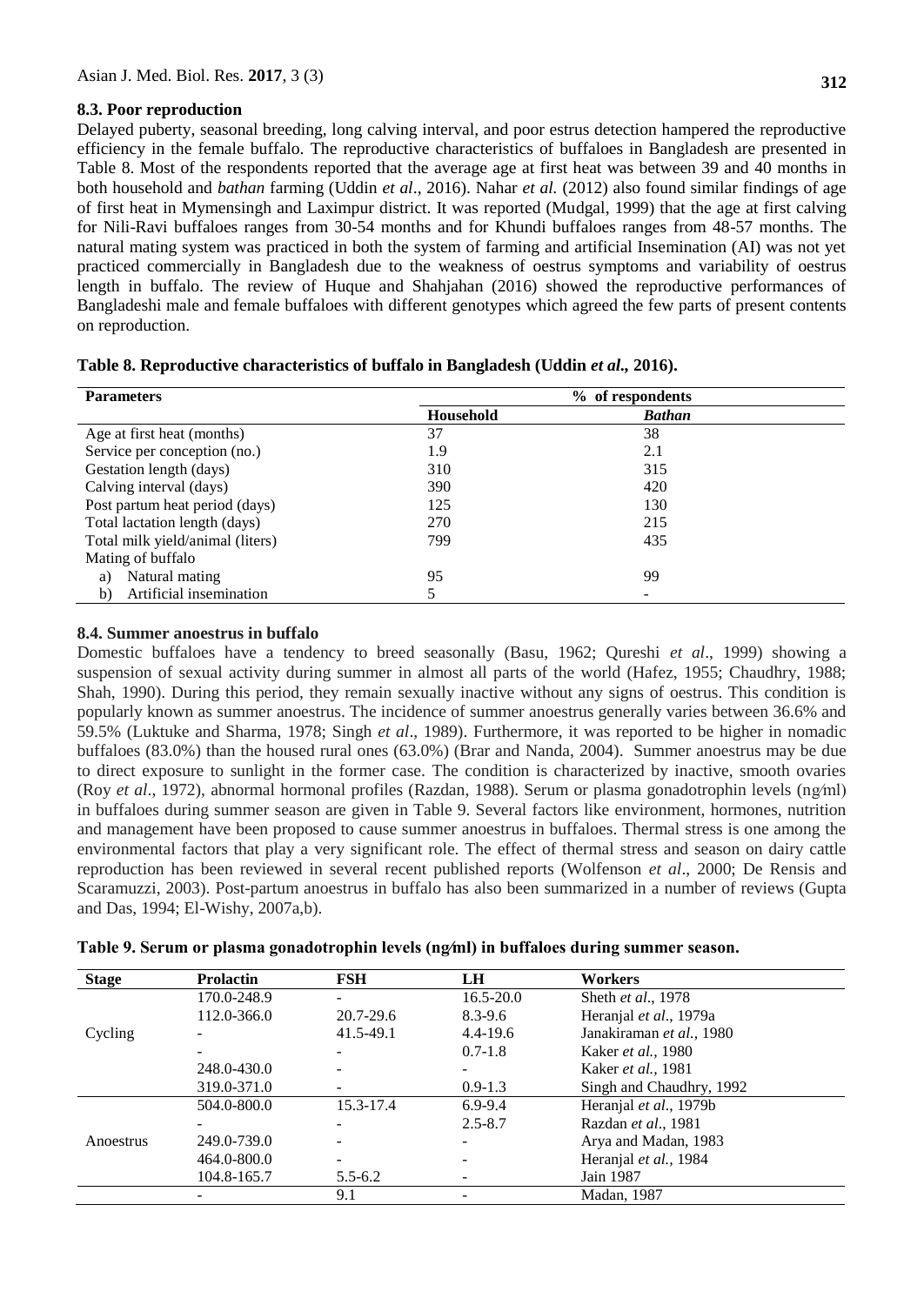### 8.3. Poor reproduction

Delayed puberty, seasonal breeding, long calving interval, and poor estrus detection hampered the reproductive efficiency in the female buffalo. The reproductive characteristics of buffaloes in Bangladesh are presented in Table 8. Most of the respondents reported that the average age at first heat was between 39 and 40 months in both household and *bathan* farming (Uddin *et al*., 2016). Nahar *et al.* (2012) also found similar findings of age of first heat in Mymensingh and Laximpur district. It was reported (Mudgal, 1999) that the age at first calving for Nili-Ravi buffaloes ranges from 30-54 months and for Khundi buffaloes ranges from 48-57 months. The natural mating system was practiced in both the system of farming and artificial Insemination (AI) was not yet practiced commercially in Bangladesh due to the weakness of oestrus symptoms and variability of oestrus length in buffalo. The review of Huque and Shahjahan (2016) showed the reproductive performances of Bangladeshi male and female buffaloes with different genotypes which agreed the few parts of present contents on reproduction.

**Table 8. Reproductive characteristics of buffalo in Bangladesh (Uddin *et al.,* 2016).**

| Parameters | % of respondents | |
|---|---|---|
| | **Household** | ***Bathan*** |
| Age at first heat (months) | 37 | 38 |
| Service per conception (no.) | 1.9 | 2.1 |
| Gestation length (days) | 310 | 315 |
| Calving interval (days) | 390 | 420 |
| Post partum heat period (days) | 125 | 130 |
| Total lactation length (days) | 270 | 215 |
| Total milk yield/animal (liters) | 799 | 435 |
| Mating of buffalo | | |
| a) Natural mating | 95 | 99 |
| b) Artificial insemination | 5 | - |

### 8.4. Summer anoestrus in buffalo

Domestic buffaloes have a tendency to breed seasonally (Basu, 1962; Qureshi *et al*., 1999) showing a suspension of sexual activity during summer in almost all parts of the world (Hafez, 1955; Chaudhry, 1988; Shah, 1990). During this period, they remain sexually inactive without any signs of oestrus. This condition is popularly known as summer anoestrus. The incidence of summer anoestrus generally varies between 36.6% and 59.5% (Luktuke and Sharma, 1978; Singh *et al*., 1989). Furthermore, it was reported to be higher in nomadic buffaloes (83.0%) than the housed rural ones (63.0%) (Brar and Nanda, 2004). Summer anoestrus may be due to direct exposure to sunlight in the former case. The condition is characterized by inactive, smooth ovaries (Roy *et al*., 1972), abnormal hormonal profiles (Razdan, 1988). Serum or plasma gonadotrophin levels (ng/ml) in buffaloes during summer season are given in Table 9. Several factors like environment, hormones, nutrition and management have been proposed to cause summer anoestrus in buffaloes. Thermal stress is one among the environmental factors that play a very significant role. The effect of thermal stress and season on dairy cattle reproduction has been reviewed in several recent published reports (Wolfenson *et al*., 2000; De Rensis and Scaramuzzi, 2003). Post-partum anoestrus in buffalo has also been summarized in a number of reviews (Gupta and Das, 1994; El-Wishy, 2007a,b).

**Table 9. Serum or plasma gonadotrophin levels (ng/ml) in buffaloes during summer season.**

| Stage | Prolactin | FSH | LH | Workers |
|---|---|---|---|---|
| Cycling | 170.0-248.9 | - | 16.5-20.0 | Sheth *et al.,* 1978 |
| | 112.0-366.0 | 20.7-29.6 | 8.3-9.6 | Heranjal *et al*., 1979a |
| | - | 41.5-49.1 | 4.4-19.6 | Janakiraman *et al.,* 1980 |
| | - | - | 0.7-1.8 | Kaker *et al.,* 1980 |
| | 248.0-430.0 | - | - | Kaker *et al.,* 1981 |
| | 319.0-371.0 | - | 0.9-1.3 | Singh and Chaudhry, 1992 |
| Anoestrus | 504.0-800.0 | 15.3-17.4 | 6.9-9.4 | Heranjal *et al*., 1979b |
| | - | - | 2.5-8.7 | Razdan *et al*., 1981 |
| | 249.0-739.0 | - | - | Arya and Madan, 1983 |
| | 464.0-800.0 | - | - | Heranjal *et al.,* 1984 |
| | 104.8-165.7 | 5.5-6.2 | - | Jain 1987 |
| | - | 9.1 | - | Madan, 1987 |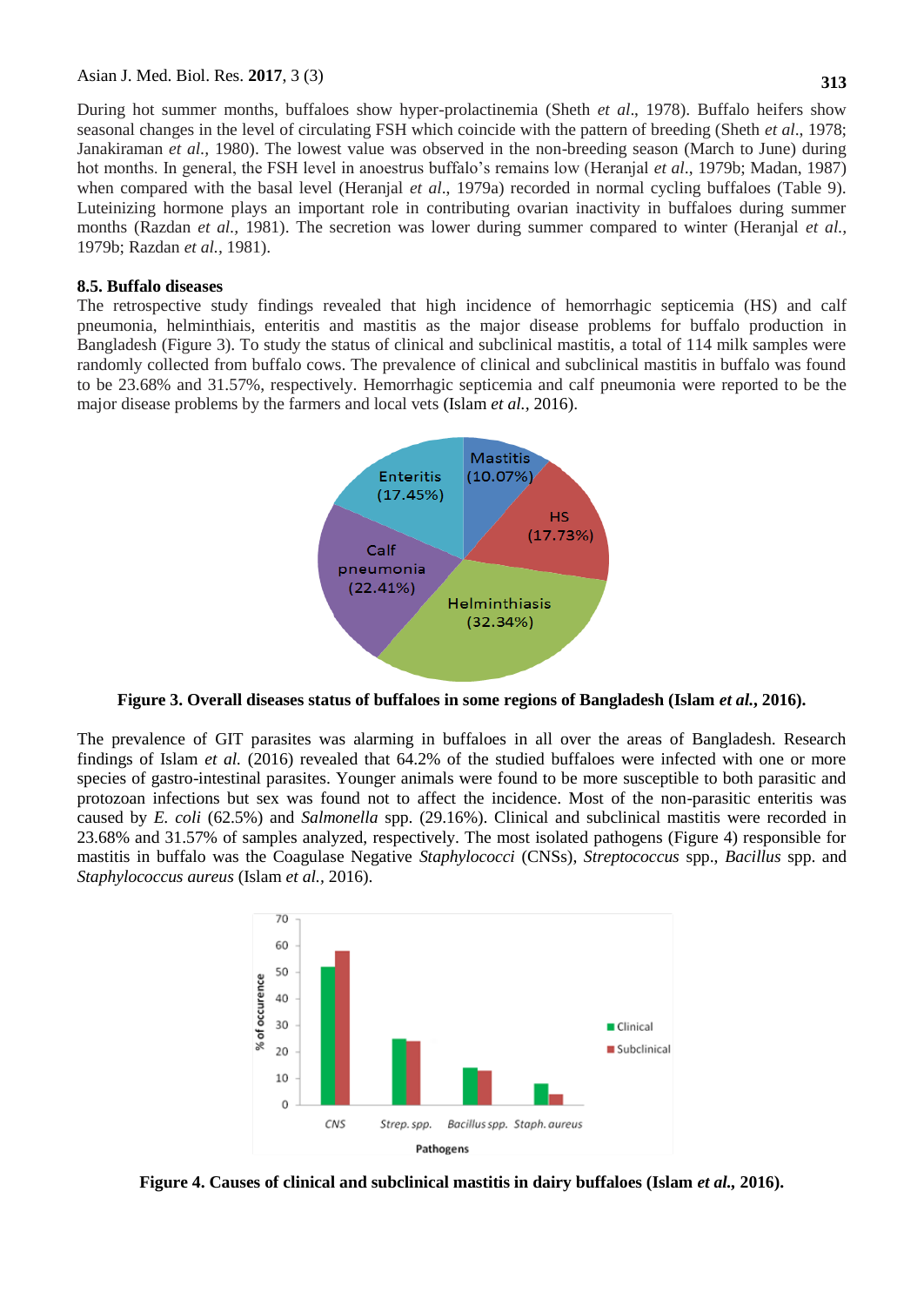During hot summer months, buffaloes show hyper-prolactinemia (Sheth *et al*., 1978). Buffalo heifers show seasonal changes in the level of circulating FSH which coincide with the pattern of breeding (Sheth *et al*., 1978; Janakiraman *et al.*, 1980). The lowest value was observed in the non-breeding season (March to June) during hot months. In general, the FSH level in anoestrus buffalo's remains low (Heranjal *et al*., 1979b; Madan, 1987) when compared with the basal level (Heranjal *et al*., 1979a) recorded in normal cycling buffaloes (Table 9). Luteinizing hormone plays an important role in contributing ovarian inactivity in buffaloes during summer months (Razdan *et al.*, 1981). The secretion was lower during summer compared to winter (Heranjal *et al.*, 1979b; Razdan *et al.*, 1981).

### 8.5. Buffalo diseases

The retrospective study findings revealed that high incidence of hemorrhagic septicemia (HS) and calf pneumonia, helminthiais, enteritis and mastitis as the major disease problems for buffalo production in Bangladesh (Figure 3). To study the status of clinical and subclinical mastitis, a total of 114 milk samples were randomly collected from buffalo cows. The prevalence of clinical and subclinical mastitis in buffalo was found to be 23.68% and 31.57%, respectively. Hemorrhagic septicemia and calf pneumonia were reported to be the major disease problems by the farmers and local vets (Islam *et al.*, 2016).

**Figure 3. Overall diseases status of buffaloes in some regions of Bangladesh (Islam *et al.*, 2016).**

The prevalence of GIT parasites was alarming in buffaloes in all over the areas of Bangladesh. Research findings of Islam *et al.* (2016) revealed that 64.2% of the studied buffaloes were infected with one or more species of gastro-intestinal parasites. Younger animals were found to be more susceptible to both parasitic and protozoan infections but sex was found not to affect the incidence. Most of the non-parasitic enteritis was caused by *E. coli* (62.5%) and *Salmonella* spp. (29.16%). Clinical and subclinical mastitis were recorded in 23.68% and 31.57% of samples analyzed, respectively. The most isolated pathogens (Figure 4) responsible for mastitis in buffalo was the Coagulase Negative *Staphylococci* (CNSs), *Streptococcus* spp., *Bacillus* spp. and *Staphyloccocus aureus* (Islam *et al.*, 2016).

**Figure 4. Causes of clinical and subclinical mastitis in dairy buffaloes (Islam *et al.*, 2016).**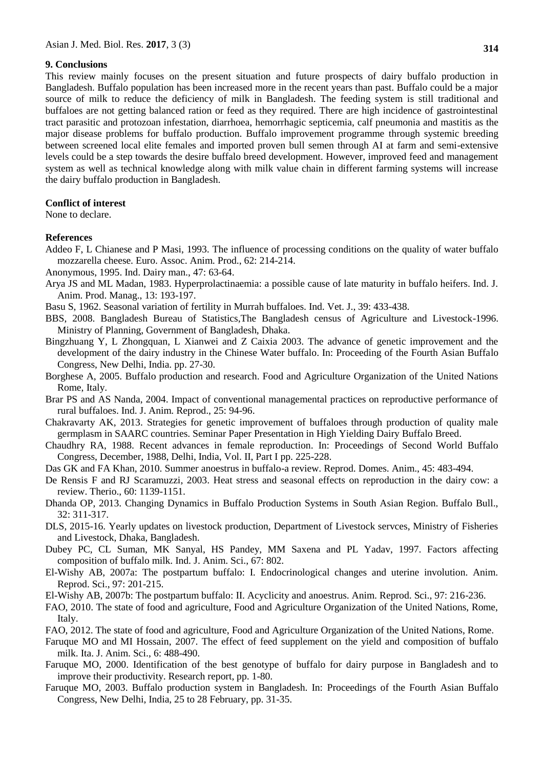## 9. Conclusions

This review mainly focuses on the present situation and future prospects of dairy buffalo production in Bangladesh. Buffalo population has been increased more in the recent years than past. Buffalo could be a major source of milk to reduce the deficiency of milk in Bangladesh. The feeding system is still traditional and buffaloes are not getting balanced ration or feed as they required. There are high incidence of gastrointestinal tract parasitic and protozoan infestation, diarrhoea, hemorrhagic septicemia, calf pneumonia and mastitis as the major disease problems for buffalo production. Buffalo improvement programme through systemic breeding between screened local elite females and imported proven bull semen through AI at farm and semi-extensive levels could be a step towards the desire buffalo breed development. However, improved feed and management system as well as technical knowledge along with milk value chain in different farming systems will increase the dairy buffalo production in Bangladesh.

## Conflict of interest

None to declare.

## References

Addeo F, L Chianese and P Masi, 1993. The influence of processing conditions on the quality of water buffalo mozzarella cheese. Euro. Assoc. Anim. Prod., 62: 214-214.

Anonymous, 1995. Ind. Dairy man., 47: 63-64.

Arya JS and ML Madan, 1983. Hyperprolactinaemia: a possible cause of late maturity in buffalo heifers. Ind. J. Anim. Prod. Manag., 13: 193-197.

Basu S, 1962. Seasonal variation of fertility in Murrah buffaloes. Ind. Vet. J., 39: 433-438.

BBS, 2008. Bangladesh Bureau of Statistics,The Bangladesh census of Agriculture and Livestock-1996. Ministry of Planning, Government of Bangladesh, Dhaka.

Bingzhuang Y, L Zhongquan, L Xianwei and Z Caixia 2003. The advance of genetic improvement and the development of the dairy industry in the Chinese Water buffalo. In: Proceeding of the Fourth Asian Buffalo Congress, New Delhi, India. pp. 27-30.

Borghese A, 2005. Buffalo production and research. Food and Agriculture Organization of the United Nations Rome, Italy.

Brar PS and AS Nanda, 2004. Impact of conventional managemental practices on reproductive performance of rural buffaloes. Ind. J. Anim. Reprod., 25: 94-96.

Chakravarty AK, 2013. Strategies for genetic improvement of buffaloes through production of quality male germplasm in SAARC countries. Seminar Paper Presentation in High Yielding Dairy Buffalo Breed.

Chaudhry RA, 1988. Recent advances in female reproduction. In: Proceedings of Second World Buffalo Congress, December, 1988, Delhi, India, Vol. II, Part I pp. 225-228.

Das GK and FA Khan, 2010. Summer anoestrus in buffalo-a review. Reprod. Domes. Anim., 45: 483-494.

De Rensis F and RJ Scaramuzzi, 2003. Heat stress and seasonal effects on reproduction in the dairy cow: a review. Therio., 60: 1139-1151.

Dhanda OP, 2013. Changing Dynamics in Buffalo Production Systems in South Asian Region. Buffalo Bull., 32: 311-317.

DLS, 2015-16. Yearly updates on livestock production, Department of Livestock servces, Ministry of Fisheries and Livestock, Dhaka, Bangladesh.

Dubey PC, CL Suman, MK Sanyal, HS Pandey, MM Saxena and PL Yadav, 1997. Factors affecting composition of buffalo milk. Ind. J. Anim. Sci., 67: 802.

El-Wishy AB, 2007a: The postpartum buffalo: I. Endocrinological changes and uterine involution. Anim. Reprod. Sci., 97: 201-215.

El-Wishy AB, 2007b: The postpartum buffalo: II. Acyclicity and anoestrus. Anim. Reprod. Sci., 97: 216-236.

FAO, 2010. The state of food and agriculture, Food and Agriculture Organization of the United Nations, Rome, Italy.

FAO, 2012. The state of food and agriculture, Food and Agriculture Organization of the United Nations, Rome.

Faruque MO and MI Hossain, 2007. The effect of feed supplement on the yield and composition of buffalo milk. Ita. J. Anim. Sci., 6: 488-490.

Faruque MO, 2000. Identification of the best genotype of buffalo for dairy purpose in Bangladesh and to improve their productivity. Research report, pp. 1-80.

Faruque MO, 2003. Buffalo production system in Bangladesh. In: Proceedings of the Fourth Asian Buffalo Congress, New Delhi, India, 25 to 28 February, pp. 31-35.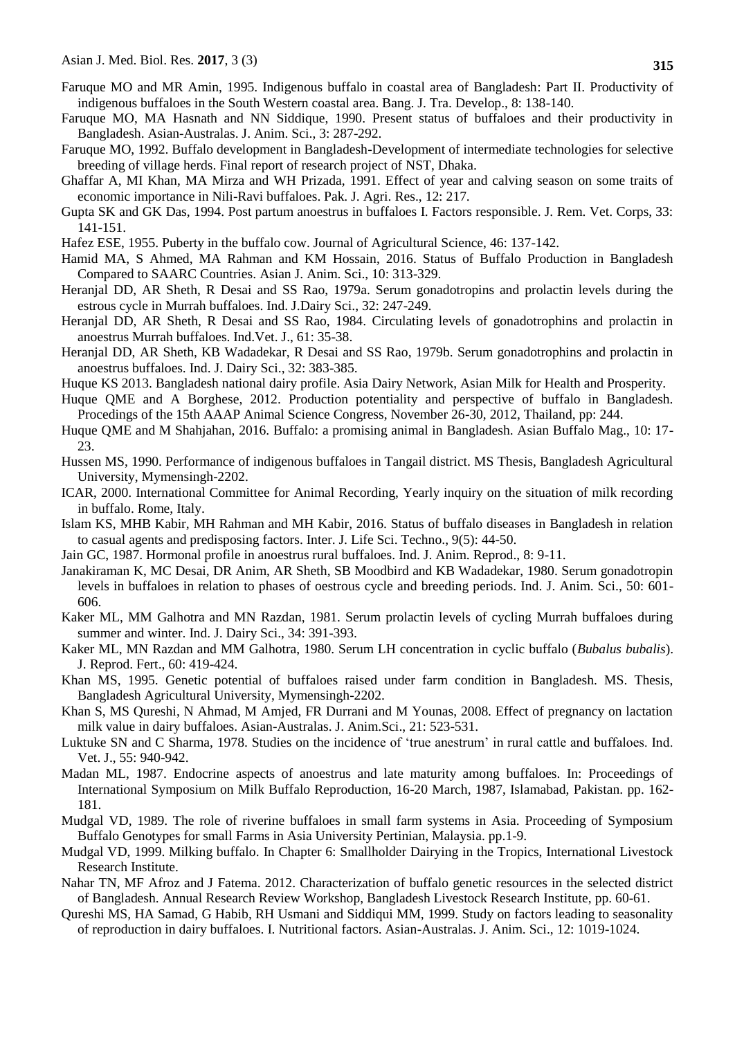Faruque MO and MR Amin, 1995. Indigenous buffalo in coastal area of Bangladesh: Part II. Productivity of indigenous buffaloes in the South Western coastal area. Bang. J. Tra. Develop., 8: 138-140.

Faruque MO, MA Hasnath and NN Siddique, 1990. Present status of buffaloes and their productivity in Bangladesh. Asian-Australas. J. Anim. Sci., 3: 287-292.

Faruque MO, 1992. Buffalo development in Bangladesh-Development of intermediate technologies for selective breeding of village herds. Final report of research project of NST, Dhaka.

Ghaffar A, MI Khan, MA Mirza and WH Prizada, 1991. Effect of year and calving season on some traits of economic importance in Nili-Ravi buffaloes. Pak. J. Agri. Res., 12: 217.

Gupta SK and GK Das, 1994. Post partum anoestrus in buffaloes I. Factors responsible. J. Rem. Vet. Corps, 33: 141-151.

Hafez ESE, 1955. Puberty in the buffalo cow. Journal of Agricultural Science, 46: 137-142.

Hamid MA, S Ahmed, MA Rahman and KM Hossain, 2016. Status of Buffalo Production in Bangladesh Compared to SAARC Countries. Asian J. Anim. Sci., 10: 313-329.

Heranjal DD, AR Sheth, R Desai and SS Rao, 1979a. Serum gonadotropins and prolactin levels during the estrous cycle in Murrah buffaloes. Ind. J.Dairy Sci., 32: 247-249.

Heranjal DD, AR Sheth, R Desai and SS Rao, 1984. Circulating levels of gonadotrophins and prolactin in anoestrus Murrah buffaloes. Ind.Vet. J., 61: 35-38.

Heranjal DD, AR Sheth, KB Wadadekar, R Desai and SS Rao, 1979b. Serum gonadotrophins and prolactin in anoestrus buffaloes. Ind. J. Dairy Sci., 32: 383-385.

Huque KS 2013. Bangladesh national dairy profile. Asia Dairy Network, Asian Milk for Health and Prosperity.

Huque QME and A Borghese, 2012. Production potentiality and perspective of buffalo in Bangladesh. Procedings of the 15th AAAP Animal Science Congress, November 26-30, 2012, Thailand, pp: 244.

Huque QME and M Shahjahan, 2016. Buffalo: a promising animal in Bangladesh. Asian Buffalo Mag., 10: 17-23.

Hussen MS, 1990. Performance of indigenous buffaloes in Tangail district. MS Thesis, Bangladesh Agricultural University, Mymensingh-2202.

ICAR, 2000. International Committee for Animal Recording, Yearly inquiry on the situation of milk recording in buffalo. Rome, Italy.

Islam KS, MHB Kabir, MH Rahman and MH Kabir, 2016. Status of buffalo diseases in Bangladesh in relation to casual agents and predisposing factors. Inter. J. Life Sci. Techno., 9(5): 44-50.

Jain GC, 1987. Hormonal profile in anoestrus rural buffaloes. Ind. J. Anim. Reprod., 8: 9-11.

Janakiraman K, MC Desai, DR Anim, AR Sheth, SB Moodbird and KB Wadadekar, 1980. Serum gonadotropin levels in buffaloes in relation to phases of oestrous cycle and breeding periods. Ind. J. Anim. Sci., 50: 601-606.

Kaker ML, MM Galhotra and MN Razdan, 1981. Serum prolactin levels of cycling Murrah buffaloes during summer and winter. Ind. J. Dairy Sci., 34: 391-393.

Kaker ML, MN Razdan and MM Galhotra, 1980. Serum LH concentration in cyclic buffalo (*Bubalus bubalis*). J. Reprod. Fert., 60: 419-424.

Khan MS, 1995. Genetic potential of buffaloes raised under farm condition in Bangladesh. MS. Thesis, Bangladesh Agricultural University, Mymensingh-2202.

Khan S, MS Qureshi, N Ahmad, M Amjed, FR Durrani and M Younas, 2008. Effect of pregnancy on lactation milk value in dairy buffaloes. Asian-Australas. J. Anim.Sci., 21: 523-531.

Luktuke SN and C Sharma, 1978. Studies on the incidence of 'true anestrum' in rural cattle and buffaloes. Ind. Vet. J., 55: 940-942.

Madan ML, 1987. Endocrine aspects of anoestrus and late maturity among buffaloes. In: Proceedings of International Symposium on Milk Buffalo Reproduction, 16-20 March, 1987, Islamabad, Pakistan. pp. 162-181.

Mudgal VD, 1989. The role of riverine buffaloes in small farm systems in Asia. Proceeding of Symposium Buffalo Genotypes for small Farms in Asia University Pertinian, Malaysia. pp.1-9.

Mudgal VD, 1999. Milking buffalo. In Chapter 6: Smallholder Dairying in the Tropics, International Livestock Research Institute.

Nahar TN, MF Afroz and J Fatema. 2012. Characterization of buffalo genetic resources in the selected district of Bangladesh. Annual Research Review Workshop, Bangladesh Livestock Research Institute, pp. 60-61.

Qureshi MS, HA Samad, G Habib, RH Usmani and Siddiqui MM, 1999. Study on factors leading to seasonality of reproduction in dairy buffaloes. I. Nutritional factors. Asian-Australas. J. Anim. Sci., 12: 1019-1024.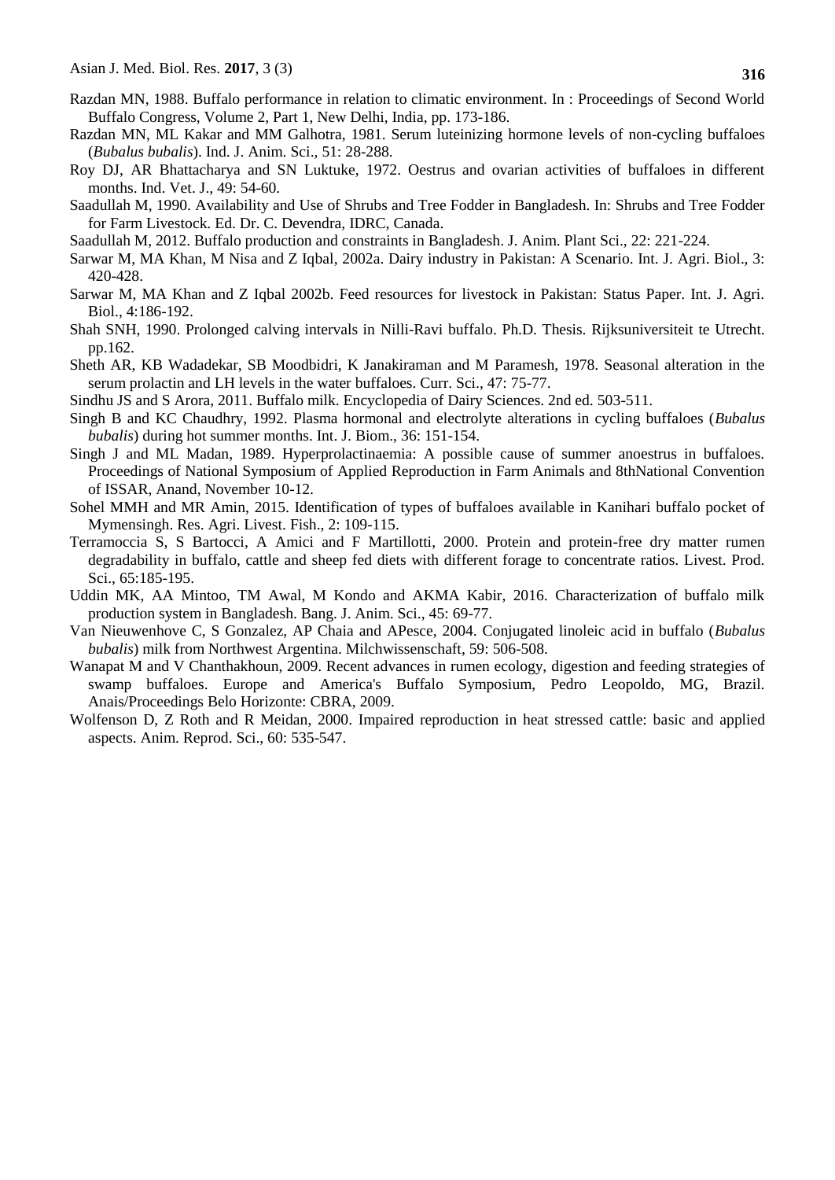Razdan MN, 1988. Buffalo performance in relation to climatic environment. In : Proceedings of Second World Buffalo Congress, Volume 2, Part 1, New Delhi, India, pp. 173-186.

Razdan MN, ML Kakar and MM Galhotra, 1981. Serum luteinizing hormone levels of non-cycling buffaloes (*Bubalus bubalis*). Ind. J. Anim. Sci., 51: 28-288.

Roy DJ, AR Bhattacharya and SN Luktuke, 1972. Oestrus and ovarian activities of buffaloes in different months. Ind. Vet. J., 49: 54-60.

Saadullah M, 1990. Availability and Use of Shrubs and Tree Fodder in Bangladesh. In: Shrubs and Tree Fodder for Farm Livestock. Ed. Dr. C. Devendra, IDRC, Canada.

Saadullah M, 2012. Buffalo production and constraints in Bangladesh. J. Anim. Plant Sci., 22: 221-224.

Sarwar M, MA Khan, M Nisa and Z Iqbal, 2002a. Dairy industry in Pakistan: A Scenario. Int. J. Agri. Biol., 3: 420-428.

Sarwar M, MA Khan and Z Iqbal 2002b. Feed resources for livestock in Pakistan: Status Paper. Int. J. Agri. Biol., 4:186-192.

Shah SNH, 1990. Prolonged calving intervals in Nilli-Ravi buffalo. Ph.D. Thesis. Rijksuniversiteit te Utrecht. pp.162.

Sheth AR, KB Wadadekar, SB Moodbidri, K Janakiraman and M Paramesh, 1978. Seasonal alteration in the serum prolactin and LH levels in the water buffaloes. Curr. Sci., 47: 75-77.

Sindhu JS and S Arora, 2011. Buffalo milk. Encyclopedia of Dairy Sciences. 2nd ed. 503-511.

Singh B and KC Chaudhry, 1992. Plasma hormonal and electrolyte alterations in cycling buffaloes (*Bubalus bubalis*) during hot summer months. Int. J. Biom., 36: 151-154.

Singh J and ML Madan, 1989. Hyperprolactinaemia: A possible cause of summer anoestrus in buffaloes. Proceedings of National Symposium of Applied Reproduction in Farm Animals and 8thNational Convention of ISSAR, Anand, November 10-12.

Sohel MMH and MR Amin, 2015. Identification of types of buffaloes available in Kanihari buffalo pocket of Mymensingh. Res. Agri. Livest. Fish., 2: 109-115.

Terramoccia S, S Bartocci, A Amici and F Martillotti, 2000. Protein and protein-free dry matter rumen degradability in buffalo, cattle and sheep fed diets with different forage to concentrate ratios. Livest. Prod. Sci., 65:185-195.

Uddin MK, AA Mintoo, TM Awal, M Kondo and AKMA Kabir, 2016. Characterization of buffalo milk production system in Bangladesh. Bang. J. Anim. Sci., 45: 69-77.

Van Nieuwenhove C, S Gonzalez, AP Chaia and APesce, 2004. Conjugated linoleic acid in buffalo (*Bubalus bubalis*) milk from Northwest Argentina. Milchwissenschaft, 59: 506-508.

Wanapat M and V Chanthakhoun, 2009. Recent advances in rumen ecology, digestion and feeding strategies of swamp buffaloes. Europe and America's Buffalo Symposium, Pedro Leopoldo, MG, Brazil. Anais/Proceedings Belo Horizonte: CBRA, 2009.

Wolfenson D, Z Roth and R Meidan, 2000. Impaired reproduction in heat stressed cattle: basic and applied aspects. Anim. Reprod. Sci., 60: 535-547.